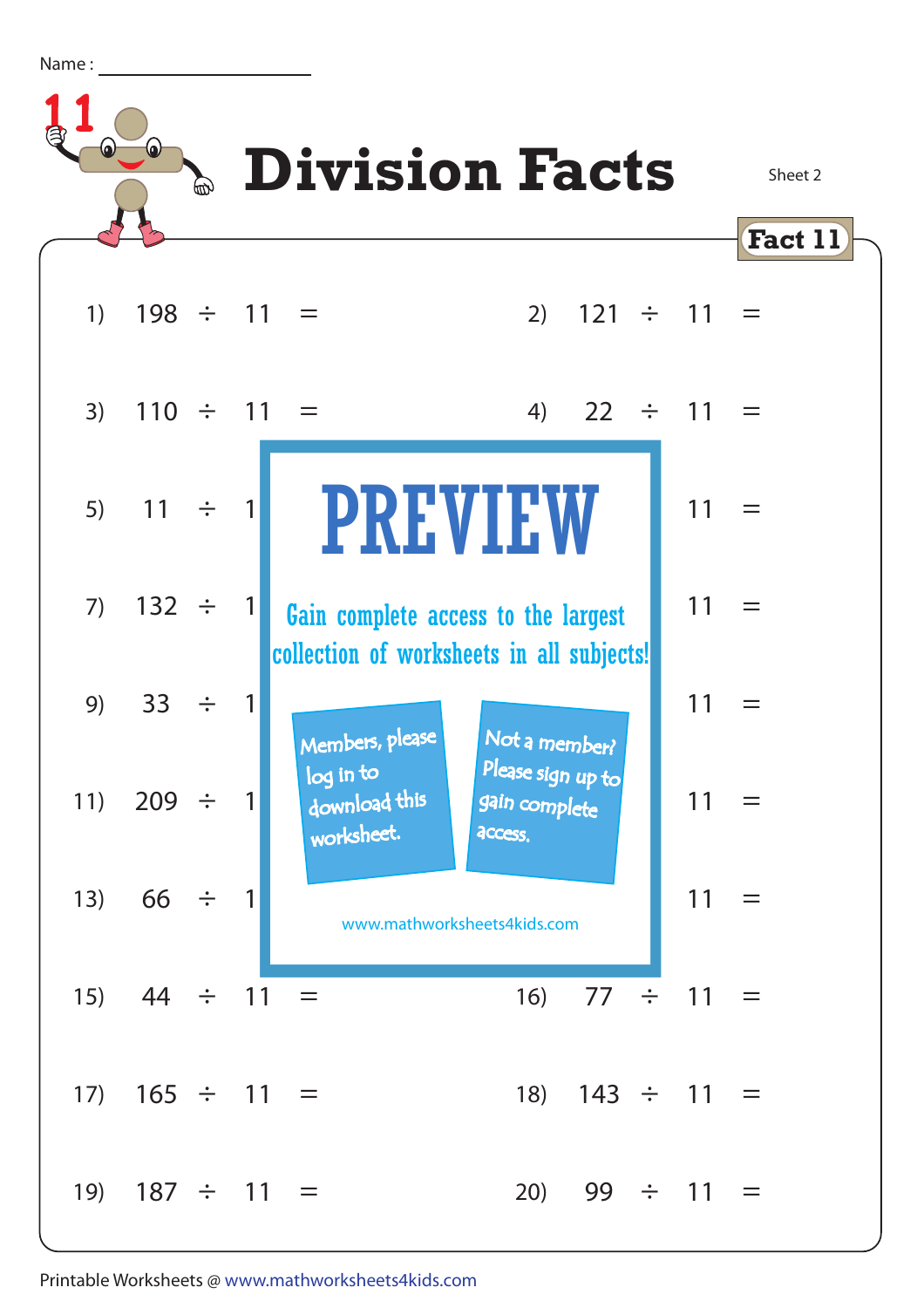Name : ____________________

# Division Facts

Sheet 2

**Fact 11**

1) $198 \div 11 =$

2) $121 \div 11 =$

3) $110 \div 11 =$

4) $22 \div 11 =$

5) $11 \div 1$

11 =

7) $132 \div 1$

11 =

9) $33 \div 1$

11 =

11) $209 \div 1$

11 =

13) $66 \div 1$

11 =

15) $44 \div 11 =$

16) $77 \div 11 =$

17) $165 \div 11 =$

18) $143 \div 11 =$

19) $187 \div 11 =$

20) $99 \div 11 =$

PREVIEW

Gain complete access to the largest collection of worksheets in all subjects!

Members, please log in to download this worksheet.

Not a member? Please sign up to gain complete access.

www.mathworksheets4kids.com

Printable Worksheets @ www.mathworksheets4kids.com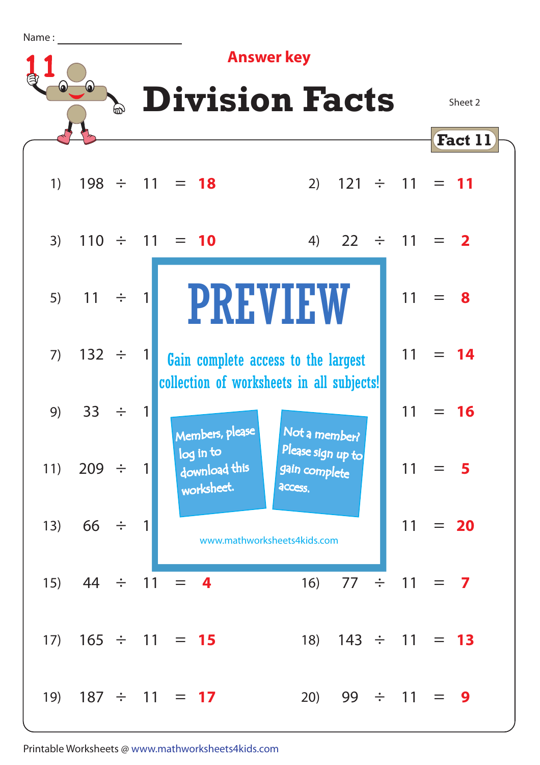Name : ____________________

**Answer key**

# Division Facts

Sheet 2

**Fact 11**

1) 198 ÷ 11 = **18**

2) 121 ÷ 11 = **11**

3) 110 ÷ 11 = **10**

4) 22 ÷ 11 = **2**

5) 11 ÷ 1

11 = **8**

7) 132 ÷ 1

11 = **14**

9) 33 ÷ 1

11 = **16**

11) 209 ÷ 1

11 = **5**

13) 66 ÷ 1

11 = **20**

15) 44 ÷ 11 = **4**

16) 77 ÷ 11 = **7**

17) 165 ÷ 11 = **15**

18) 143 ÷ 11 = **13**

19) 187 ÷ 11 = **17**

20) 99 ÷ 11 = **9**

PREVIEW

Gain complete access to the largest collection of worksheets in all subjects!

Members, please log in to download this worksheet.

Not a member? Please sign up to gain complete access.

www.mathworksheets4kids.com

Printable Worksheets @ www.mathworksheets4kids.com